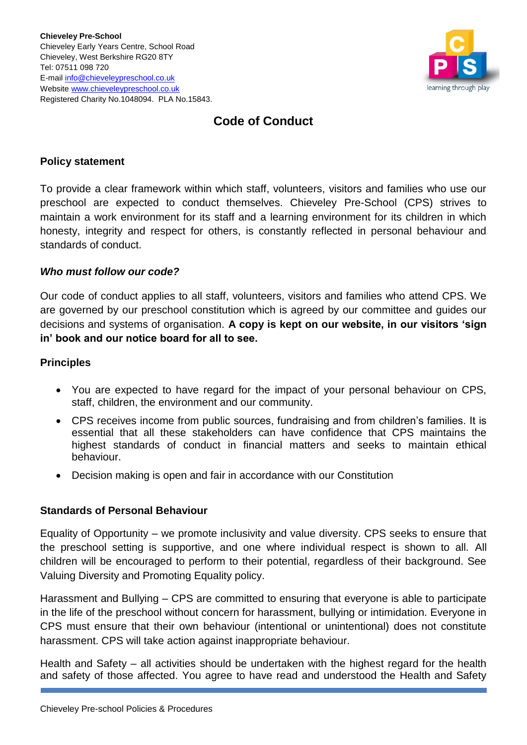**Chieveley Pre-School**
Chieveley Early Years Centre, School Road
Chieveley, West Berkshire RG20 8TY
Tel: 07511 098 720
E-mail info@chieveleypreschool.co.uk
Website www.chieveleypreschool.co.uk
Registered Charity No.1048094. PLA No.15843.

# Code of Conduct

## Policy statement

To provide a clear framework within which staff, volunteers, visitors and families who use our preschool are expected to conduct themselves. Chieveley Pre-School (CPS) strives to maintain a work environment for its staff and a learning environment for its children in which honesty, integrity and respect for others, is constantly reflected in personal behaviour and standards of conduct.

### *Who must follow our code?*

Our code of conduct applies to all staff, volunteers, visitors and families who attend CPS. We are governed by our preschool constitution which is agreed by our committee and guides our decisions and systems of organisation. **A copy is kept on our website, in our visitors 'sign in' book and our notice board for all to see.**

## Principles

- You are expected to have regard for the impact of your personal behaviour on CPS, staff, children, the environment and our community.
- CPS receives income from public sources, fundraising and from children's families. It is essential that all these stakeholders can have confidence that CPS maintains the highest standards of conduct in financial matters and seeks to maintain ethical behaviour.
- Decision making is open and fair in accordance with our Constitution

## Standards of Personal Behaviour

Equality of Opportunity – we promote inclusivity and value diversity. CPS seeks to ensure that the preschool setting is supportive, and one where individual respect is shown to all. All children will be encouraged to perform to their potential, regardless of their background. See Valuing Diversity and Promoting Equality policy.

Harassment and Bullying – CPS are committed to ensuring that everyone is able to participate in the life of the preschool without concern for harassment, bullying or intimidation. Everyone in CPS must ensure that their own behaviour (intentional or unintentional) does not constitute harassment. CPS will take action against inappropriate behaviour.

Health and Safety – all activities should be undertaken with the highest regard for the health and safety of those affected. You agree to have read and understood the Health and Safety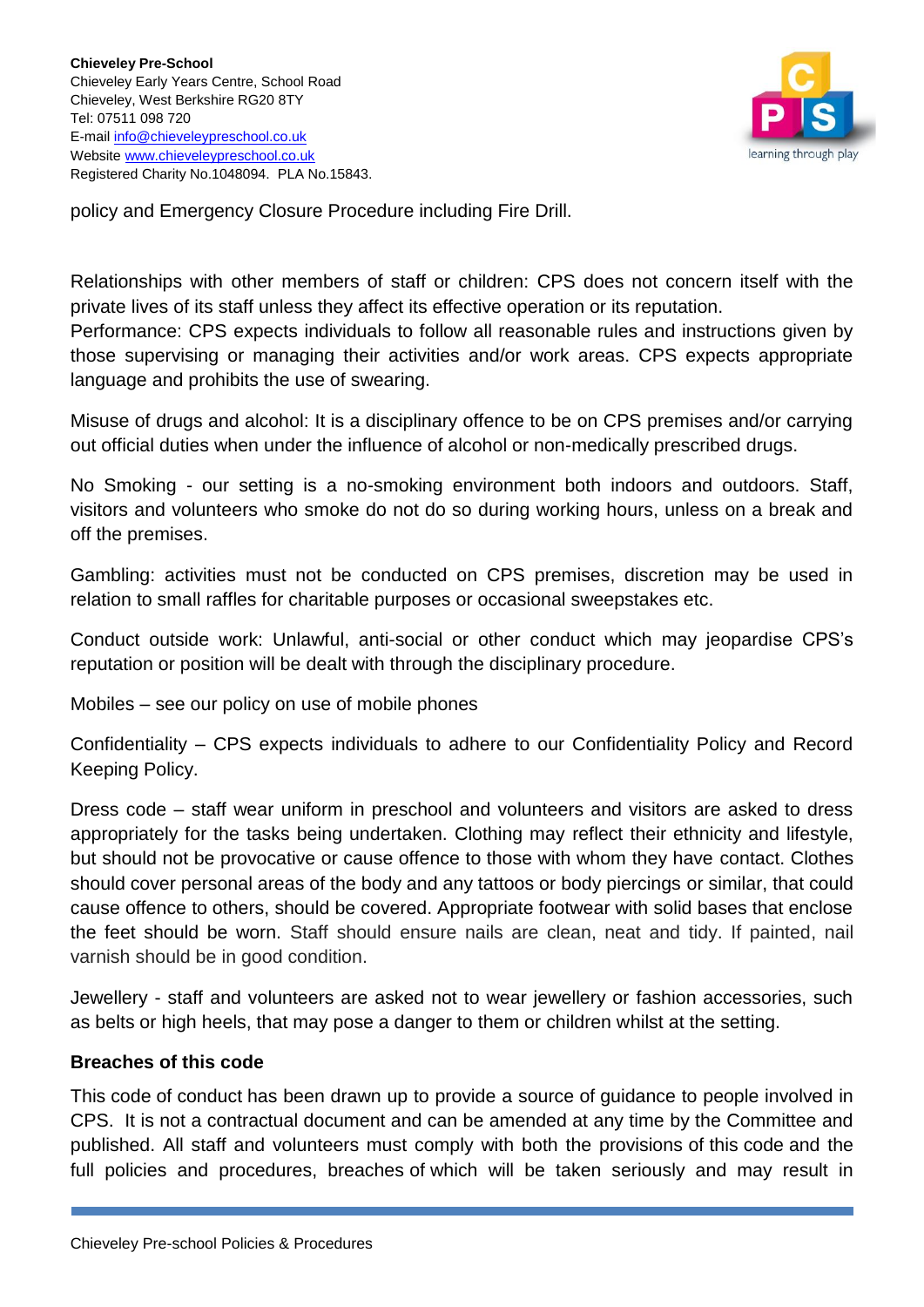policy and Emergency Closure Procedure including Fire Drill.

Relationships with other members of staff or children: CPS does not concern itself with the private lives of its staff unless they affect its effective operation or its reputation.
Performance: CPS expects individuals to follow all reasonable rules and instructions given by those supervising or managing their activities and/or work areas. CPS expects appropriate language and prohibits the use of swearing.

Misuse of drugs and alcohol: It is a disciplinary offence to be on CPS premises and/or carrying out official duties when under the influence of alcohol or non-medically prescribed drugs.

No Smoking - our setting is a no-smoking environment both indoors and outdoors. Staff, visitors and volunteers who smoke do not do so during working hours, unless on a break and off the premises.

Gambling: activities must not be conducted on CPS premises, discretion may be used in relation to small raffles for charitable purposes or occasional sweepstakes etc.

Conduct outside work: Unlawful, anti-social or other conduct which may jeopardise CPS's reputation or position will be dealt with through the disciplinary procedure.

Mobiles – see our policy on use of mobile phones

Confidentiality – CPS expects individuals to adhere to our Confidentiality Policy and Record Keeping Policy.

Dress code – staff wear uniform in preschool and volunteers and visitors are asked to dress appropriately for the tasks being undertaken. Clothing may reflect their ethnicity and lifestyle, but should not be provocative or cause offence to those with whom they have contact. Clothes should cover personal areas of the body and any tattoos or body piercings or similar, that could cause offence to others, should be covered. Appropriate footwear with solid bases that enclose the feet should be worn. Staff should ensure nails are clean, neat and tidy. If painted, nail varnish should be in good condition.

Jewellery - staff and volunteers are asked not to wear jewellery or fashion accessories, such as belts or high heels, that may pose a danger to them or children whilst at the setting.

**Breaches of this code**

This code of conduct has been drawn up to provide a source of guidance to people involved in CPS. It is not a contractual document and can be amended at any time by the Committee and published. All staff and volunteers must comply with both the provisions of this code and the full policies and procedures, breaches of which will be taken seriously and may result in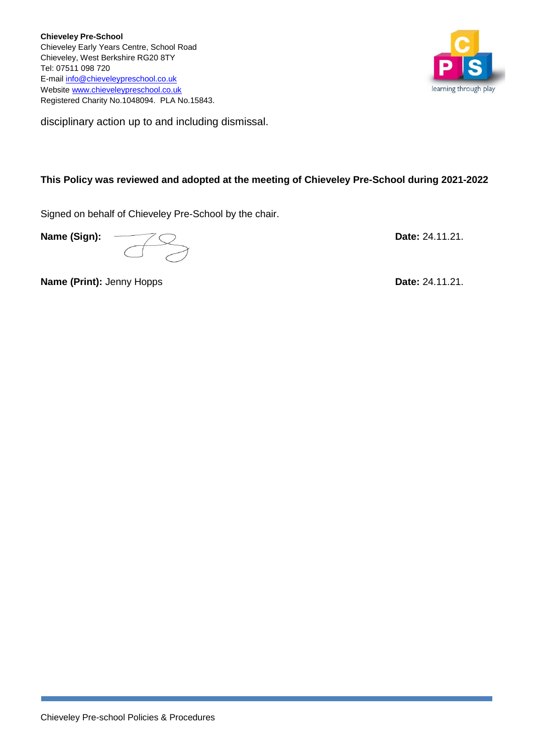**Chieveley Pre-School**
Chieveley Early Years Centre, School Road
Chieveley, West Berkshire RG20 8TY
Tel: 07511 098 720
E-mail info@chieveleypreschool.co.uk
Website www.chieveleypreschool.co.uk
Registered Charity No.1048094. PLA No.15843.

disciplinary action up to and including dismissal.

**This Policy was reviewed and adopted at the meeting of Chieveley Pre-School during 2021-2022**

Signed on behalf of Chieveley Pre-School by the chair.

**Name (Sign):** **Date:** 24.11.21.

**Name (Print):** Jenny Hopps **Date:** 24.11.21.